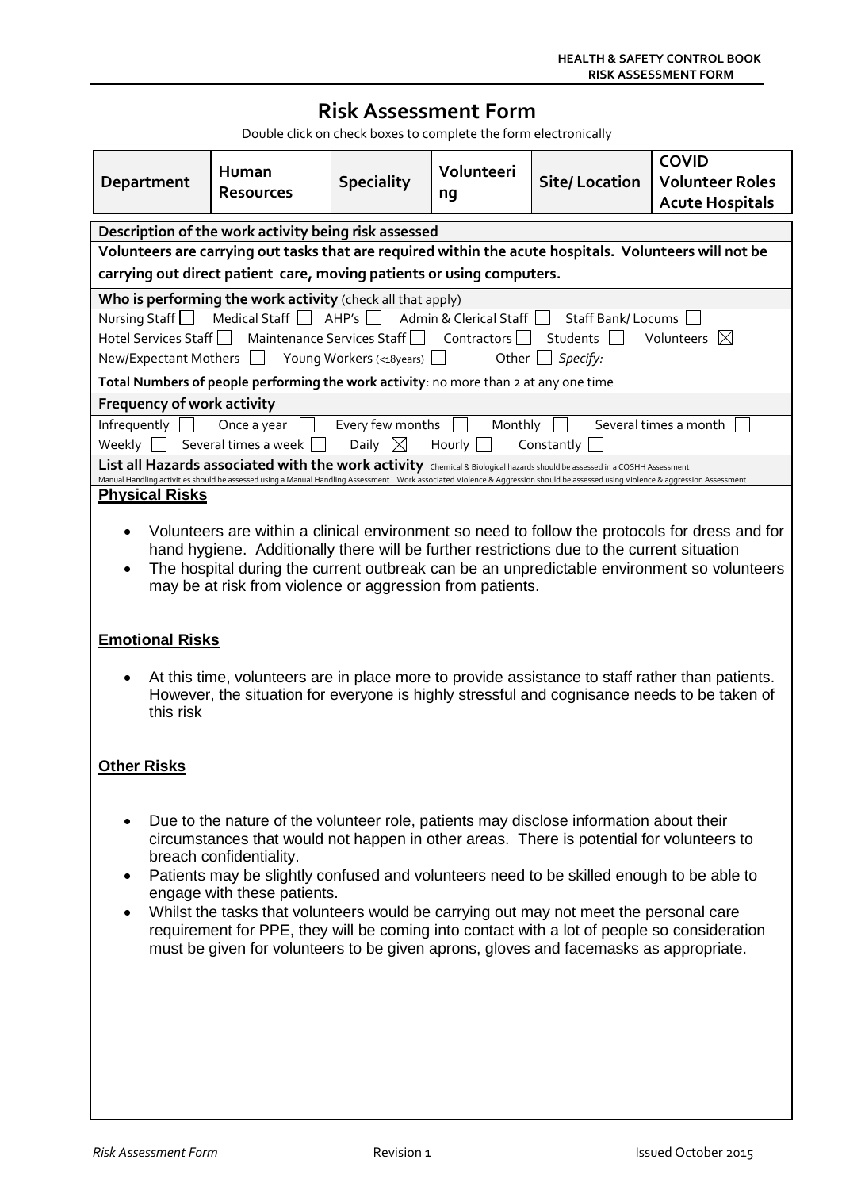# Risk Assessment Form

Double click on check boxes to complete the form electronically

| Department | Human Resources | Speciality | Volunteering | Site/ Location | COVID Volunteer Roles Acute Hospitals |
|---|---|---|---|---|---|

**Description of the work activity being risk assessed**

**Volunteers are carrying out tasks that are required within the acute hospitals. Volunteers will not be carrying out direct patient care, moving patients or using computers.**

**Who is performing the work activity** (check all that apply)

Nursing Staff ☐ Medical Staff ☐ AHP's ☐ Admin & Clerical Staff ☐ Staff Bank/ Locums ☐
Hotel Services Staff ☐ Maintenance Services Staff ☐ Contractors ☐ Students ☐ Volunteers ☒
New/Expectant Mothers ☐ Young Workers (<18years) ☐ Other ☐ *Specify:*

**Total Numbers of people performing the work activity**: no more than 2 at any one time

**Frequency of work activity**

Infrequently ☐ Once a year ☐ Every few months ☐ Monthly ☐ Several times a month ☐
Weekly ☐ Several times a week ☐ Daily ☒ Hourly ☐ Constantly ☐

**List all Hazards associated with the work activity** Chemical & Biological hazards should be assessed in a COSHH Assessment
Manual Handling activities should be assessed using a Manual Handling Assessment. Work associated Violence & Aggression should be assessed using Violence & aggression Assessment

**Physical Risks**

- Volunteers are within a clinical environment so need to follow the protocols for dress and for hand hygiene. Additionally there will be further restrictions due to the current situation
- The hospital during the current outbreak can be an unpredictable environment so volunteers may be at risk from violence or aggression from patients.

**Emotional Risks**

- At this time, volunteers are in place more to provide assistance to staff rather than patients. However, the situation for everyone is highly stressful and cognisance needs to be taken of this risk

**Other Risks**

- Due to the nature of the volunteer role, patients may disclose information about their circumstances that would not happen in other areas. There is potential for volunteers to breach confidentiality.
- Patients may be slightly confused and volunteers need to be skilled enough to be able to engage with these patients.
- Whilst the tasks that volunteers would be carrying out may not meet the personal care requirement for PPE, they will be coming into contact with a lot of people so consideration must be given for volunteers to be given aprons, gloves and facemasks as appropriate.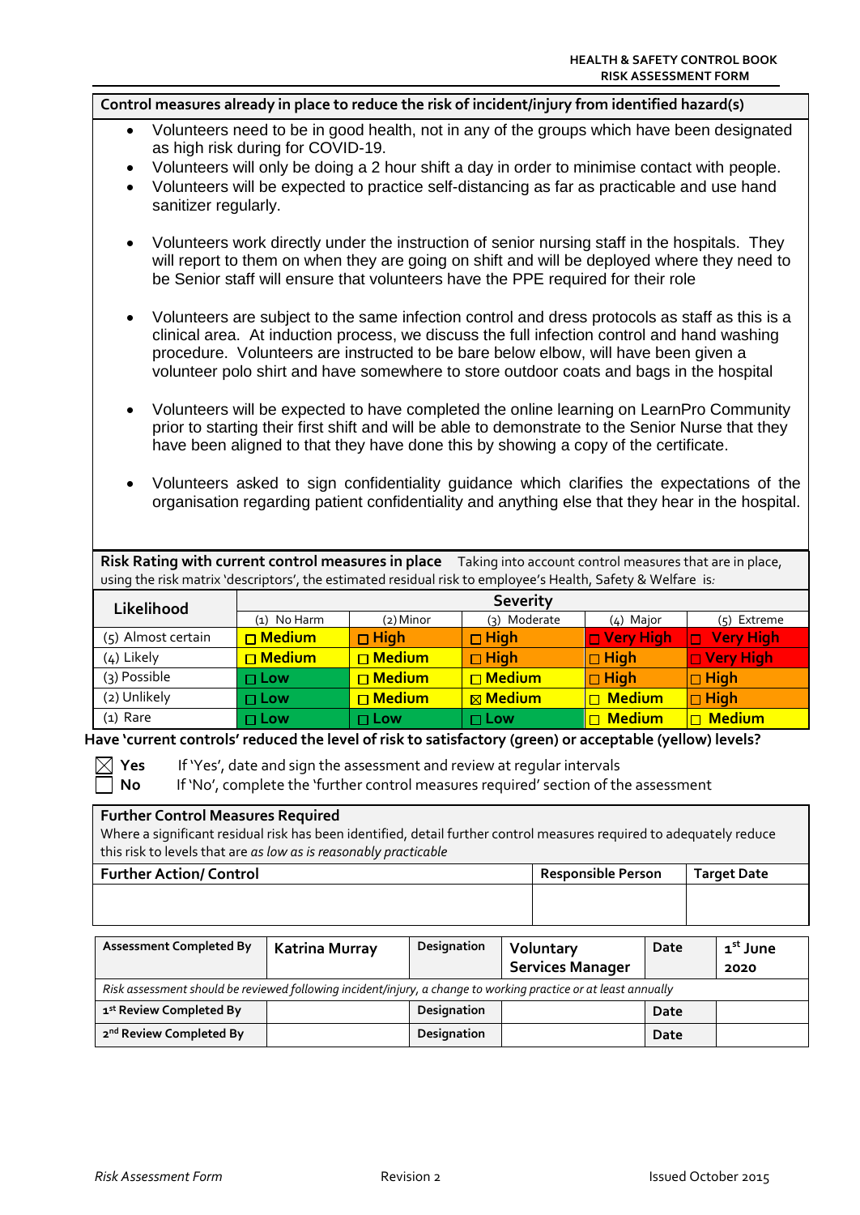**Control measures already in place to reduce the risk of incident/injury from identified hazard(s)**

- Volunteers need to be in good health, not in any of the groups which have been designated as high risk during for COVID-19.
- Volunteers will only be doing a 2 hour shift a day in order to minimise contact with people.
- Volunteers will be expected to practice self-distancing as far as practicable and use hand sanitizer regularly.
- Volunteers work directly under the instruction of senior nursing staff in the hospitals. They will report to them on when they are going on shift and will be deployed where they need to be Senior staff will ensure that volunteers have the PPE required for their role
- Volunteers are subject to the same infection control and dress protocols as staff as this is a clinical area. At induction process, we discuss the full infection control and hand washing procedure. Volunteers are instructed to be bare below elbow, will have been given a volunteer polo shirt and have somewhere to store outdoor coats and bags in the hospital
- Volunteers will be expected to have completed the online learning on LearnPro Community prior to starting their first shift and will be able to demonstrate to the Senior Nurse that they have been aligned to that they have done this by showing a copy of the certificate.
- Volunteers asked to sign confidentiality guidance which clarifies the expectations of the organisation regarding patient confidentiality and anything else that they hear in the hospital.

**Risk Rating with current control measures in place** Taking into account control measures that are in place, using the risk matrix 'descriptors', the estimated residual risk to employee's Health, Safety & Welfare is:

| Likelihood | Severity | | | | |
|---|---|---|---|---|---|
| | (1) No Harm | (2) Minor | (3) Moderate | (4) Major | (5) Extreme |
| (5) Almost certain | ☐ Medium | ☐ High | ☐ High | ☐ Very High | ☐ Very High |
| (4) Likely | ☐ Medium | ☐ Medium | ☐ High | ☐ High | ☐ Very High |
| (3) Possible | ☐ Low | ☐ Medium | ☐ Medium | ☐ High | ☐ High |
| (2) Unlikely | ☐ Low | ☐ Medium | ☒ Medium | ☐ Medium | ☐ High |
| (1) Rare | ☐ Low | ☐ Low | ☐ Low | ☐ Medium | ☐ Medium |

**Have 'current controls' reduced the level of risk to satisfactory (green) or acceptable (yellow) levels?**

☒ **Yes** If 'Yes', date and sign the assessment and review at regular intervals

☐ **No** If 'No', complete the 'further control measures required' section of the assessment

**Further Control Measures Required**

Where a significant residual risk has been identified, detail further control measures required to adequately reduce this risk to levels that are *as low as is reasonably practicable*

| Further Action/ Control | Responsible Person | Target Date |
|---|---|---|
| | | |

| Assessment Completed By | Katrina Murray | Designation | Voluntary Services Manager | Date | 1st June 2020 |
|---|---|---|---|---|---|
| *Risk assessment should be reviewed following incident/injury, a change to working practice or at least annually* | | | | | |
| 1st Review Completed By | | Designation | | Date | |
| 2nd Review Completed By | | Designation | | Date | |